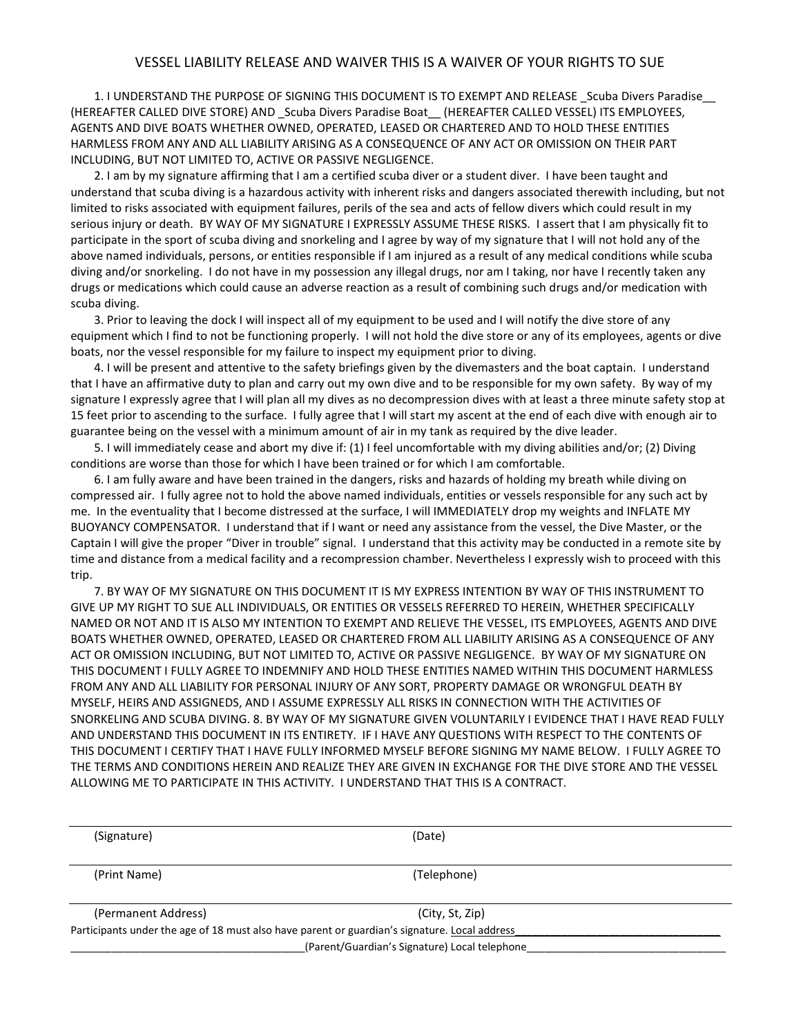# VESSEL LIABILITY RELEASE AND WAIVER THIS IS A WAIVER OF YOUR RIGHTS TO SUE

1. I UNDERSTAND THE PURPOSE OF SIGNING THIS DOCUMENT IS TO EXEMPT AND RELEASE _Scuba Divers Paradise__ (HEREAFTER CALLED DIVE STORE) AND _Scuba Divers Paradise Boat__ (HEREAFTER CALLED VESSEL) ITS EMPLOYEES, AGENTS AND DIVE BOATS WHETHER OWNED, OPERATED, LEASED OR CHARTERED AND TO HOLD THESE ENTITIES HARMLESS FROM ANY AND ALL LIABILITY ARISING AS A CONSEQUENCE OF ANY ACT OR OMISSION ON THEIR PART INCLUDING, BUT NOT LIMITED TO, ACTIVE OR PASSIVE NEGLIGENCE.

2. I am by my signature affirming that I am a certified scuba diver or a student diver. I have been taught and understand that scuba diving is a hazardous activity with inherent risks and dangers associated therewith including, but not limited to risks associated with equipment failures, perils of the sea and acts of fellow divers which could result in my serious injury or death. BY WAY OF MY SIGNATURE I EXPRESSLY ASSUME THESE RISKS. I assert that I am physically fit to participate in the sport of scuba diving and snorkeling and I agree by way of my signature that I will not hold any of the above named individuals, persons, or entities responsible if I am injured as a result of any medical conditions while scuba diving and/or snorkeling. I do not have in my possession any illegal drugs, nor am I taking, nor have I recently taken any drugs or medications which could cause an adverse reaction as a result of combining such drugs and/or medication with scuba diving.

3. Prior to leaving the dock I will inspect all of my equipment to be used and I will notify the dive store of any equipment which I find to not be functioning properly. I will not hold the dive store or any of its employees, agents or dive boats, nor the vessel responsible for my failure to inspect my equipment prior to diving.

4. I will be present and attentive to the safety briefings given by the divemasters and the boat captain. I understand that I have an affirmative duty to plan and carry out my own dive and to be responsible for my own safety. By way of my signature I expressly agree that I will plan all my dives as no decompression dives with at least a three minute safety stop at 15 feet prior to ascending to the surface. I fully agree that I will start my ascent at the end of each dive with enough air to guarantee being on the vessel with a minimum amount of air in my tank as required by the dive leader.

5. I will immediately cease and abort my dive if: (1) I feel uncomfortable with my diving abilities and/or; (2) Diving conditions are worse than those for which I have been trained or for which I am comfortable.

6. I am fully aware and have been trained in the dangers, risks and hazards of holding my breath while diving on compressed air. I fully agree not to hold the above named individuals, entities or vessels responsible for any such act by me. In the eventuality that I become distressed at the surface, I will IMMEDIATELY drop my weights and INFLATE MY BUOYANCY COMPENSATOR. I understand that if I want or need any assistance from the vessel, the Dive Master, or the Captain I will give the proper "Diver in trouble" signal. I understand that this activity may be conducted in a remote site by time and distance from a medical facility and a recompression chamber. Nevertheless I expressly wish to proceed with this trip.

7. BY WAY OF MY SIGNATURE ON THIS DOCUMENT IT IS MY EXPRESS INTENTION BY WAY OF THIS INSTRUMENT TO GIVE UP MY RIGHT TO SUE ALL INDIVIDUALS, OR ENTITIES OR VESSELS REFERRED TO HEREIN, WHETHER SPECIFICALLY NAMED OR NOT AND IT IS ALSO MY INTENTION TO EXEMPT AND RELIEVE THE VESSEL, ITS EMPLOYEES, AGENTS AND DIVE BOATS WHETHER OWNED, OPERATED, LEASED OR CHARTERED FROM ALL LIABILITY ARISING AS A CONSEQUENCE OF ANY ACT OR OMISSION INCLUDING, BUT NOT LIMITED TO, ACTIVE OR PASSIVE NEGLIGENCE. BY WAY OF MY SIGNATURE ON THIS DOCUMENT I FULLY AGREE TO INDEMNIFY AND HOLD THESE ENTITIES NAMED WITHIN THIS DOCUMENT HARMLESS FROM ANY AND ALL LIABILITY FOR PERSONAL INJURY OF ANY SORT, PROPERTY DAMAGE OR WRONGFUL DEATH BY MYSELF, HEIRS AND ASSIGNEDS, AND I ASSUME EXPRESSLY ALL RISKS IN CONNECTION WITH THE ACTIVITIES OF SNORKELING AND SCUBA DIVING. 8. BY WAY OF MY SIGNATURE GIVEN VOLUNTARILY I EVIDENCE THAT I HAVE READ FULLY AND UNDERSTAND THIS DOCUMENT IN ITS ENTIRETY. IF I HAVE ANY QUESTIONS WITH RESPECT TO THE CONTENTS OF THIS DOCUMENT I CERTIFY THAT I HAVE FULLY INFORMED MYSELF BEFORE SIGNING MY NAME BELOW. I FULLY AGREE TO THE TERMS AND CONDITIONS HEREIN AND REALIZE THEY ARE GIVEN IN EXCHANGE FOR THE DIVE STORE AND THE VESSEL ALLOWING ME TO PARTICIPATE IN THIS ACTIVITY. I UNDERSTAND THAT THIS IS A CONTRACT.

______________________________________________________________________

(Signature) (Date)

______________________________________________________________________

(Print Name) (Telephone)

______________________________________________________________________

(Permanent Address) (City, St, Zip)

Participants under the age of 18 must also have parent or guardian's signature. Local address__________________________________

______________________________________(Parent/Guardian's Signature) Local telephone__________________________________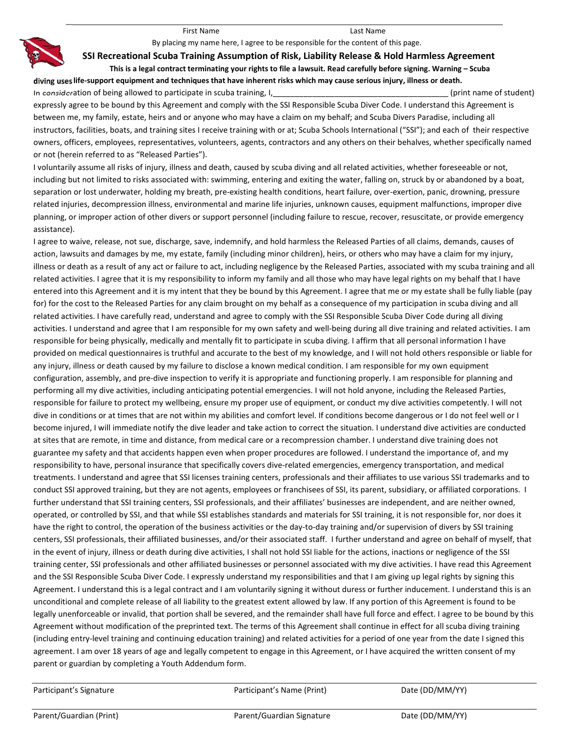First Name Last Name

By placing my name here, I agree to be responsible for the content of this page.

## SSI Recreational Scuba Training Assumption of Risk, Liability Release & Hold Harmless Agreement

**This is a legal contract terminating your rights to file a lawsuit. Read carefully before signing. Warning – Scuba diving uses life-support equipment and techniques that have inherent risks which may cause serious injury, illness or death.**

In consideration of being allowed to participate in scuba training, I,_______________________________________ (print name of student) expressly agree to be bound by this Agreement and comply with the SSI Responsible Scuba Diver Code. I understand this Agreement is between me, my family, estate, heirs and or anyone who may have a claim on my behalf; and Scuba Divers Paradise, including all instructors, facilities, boats, and training sites I receive training with or at; Scuba Schools International ("SSI"); and each of their respective owners, officers, employees, representatives, volunteers, agents, contractors and any others on their behalves, whether specifically named or not (herein referred to as "Released Parties").

I voluntarily assume all risks of injury, illness and death, caused by scuba diving and all related activities, whether foreseeable or not, including but not limited to risks associated with: swimming, entering and exiting the water, falling on, struck by or abandoned by a boat, separation or lost underwater, holding my breath, pre-existing health conditions, heart failure, over-exertion, panic, drowning, pressure related injuries, decompression illness, environmental and marine life injuries, unknown causes, equipment malfunctions, improper dive planning, or improper action of other divers or support personnel (including failure to rescue, recover, resuscitate, or provide emergency assistance).

I agree to waive, release, not sue, discharge, save, indemnify, and hold harmless the Released Parties of all claims, demands, causes of action, lawsuits and damages by me, my estate, family (including minor children), heirs, or others who may have a claim for my injury, illness or death as a result of any act or failure to act, including negligence by the Released Parties, associated with my scuba training and all related activities. I agree that it is my responsibility to inform my family and all those who may have legal rights on my behalf that I have entered into this Agreement and it is my intent that they be bound by this Agreement. I agree that me or my estate shall be fully liable (pay for) for the cost to the Released Parties for any claim brought on my behalf as a consequence of my participation in scuba diving and all related activities. I have carefully read, understand and agree to comply with the SSI Responsible Scuba Diver Code during all diving activities. I understand and agree that I am responsible for my own safety and well-being during all dive training and related activities. I am responsible for being physically, medically and mentally fit to participate in scuba diving. I affirm that all personal information I have provided on medical questionnaires is truthful and accurate to the best of my knowledge, and I will not hold others responsible or liable for any injury, illness or death caused by my failure to disclose a known medical condition. I am responsible for my own equipment configuration, assembly, and pre-dive inspection to verify it is appropriate and functioning properly. I am responsible for planning and performing all my dive activities, including anticipating potential emergencies. I will not hold anyone, including the Released Parties, responsible for failure to protect my wellbeing, ensure my proper use of equipment, or conduct my dive activities competently. I will not dive in conditions or at times that are not within my abilities and comfort level. If conditions become dangerous or I do not feel well or I become injured, I will immediate notify the dive leader and take action to correct the situation. I understand dive activities are conducted at sites that are remote, in time and distance, from medical care or a recompression chamber. I understand dive training does not guarantee my safety and that accidents happen even when proper procedures are followed. I understand the importance of, and my responsibility to have, personal insurance that specifically covers dive-related emergencies, emergency transportation, and medical treatments. I understand and agree that SSI licenses training centers, professionals and their affiliates to use various SSI trademarks and to conduct SSI approved training, but they are not agents, employees or franchisees of SSI, its parent, subsidiary, or affiliated corporations. I further understand that SSI training centers, SSI professionals, and their affiliates' businesses are independent, and are neither owned, operated, or controlled by SSI, and that while SSI establishes standards and materials for SSI training, it is not responsible for, nor does it have the right to control, the operation of the business activities or the day-to-day training and/or supervision of divers by SSI training centers, SSI professionals, their affiliated businesses, and/or their associated staff. I further understand and agree on behalf of myself, that in the event of injury, illness or death during dive activities, I shall not hold SSI liable for the actions, inactions or negligence of the SSI training center, SSI professionals and other affiliated businesses or personnel associated with my dive activities. I have read this Agreement and the SSI Responsible Scuba Diver Code. I expressly understand my responsibilities and that I am giving up legal rights by signing this Agreement. I understand this is a legal contract and I am voluntarily signing it without duress or further inducement. I understand this is an unconditional and complete release of all liability to the greatest extent allowed by law. If any portion of this Agreement is found to be legally unenforceable or invalid, that portion shall be severed, and the remainder shall have full force and effect. I agree to be bound by this Agreement without modification of the preprinted text. The terms of this Agreement shall continue in effect for all scuba diving training (including entry-level training and continuing education training) and related activities for a period of one year from the date I signed this agreement. I am over 18 years of age and legally competent to engage in this Agreement, or I have acquired the written consent of my parent or guardian by completing a Youth Addendum form.

| | | |
|---|---|---|
| Participant's Signature | Participant's Name (Print) | Date (DD/MM/YY) |
| Parent/Guardian (Print) | Parent/Guardian Signature | Date (DD/MM/YY) |